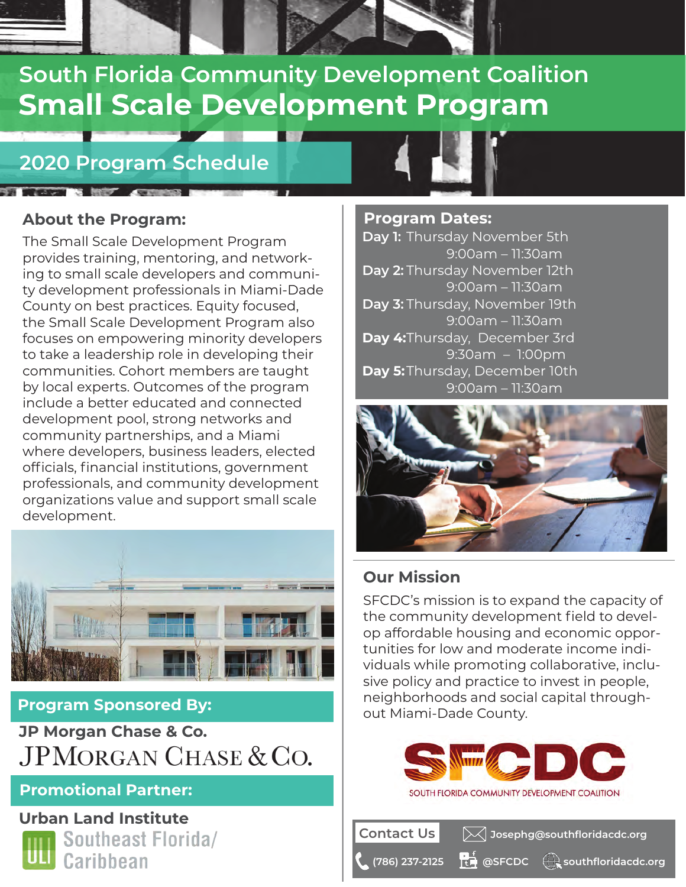# South Florida Community Development Coalition
# Small Scale Development Program

## 2020 Program Schedule

### About the Program:

The Small Scale Development Program provides training, mentoring, and networking to small scale developers and community development professionals in Miami-Dade County on best practices. Equity focused, the Small Scale Development Program also focuses on empowering minority developers to take a leadership role in developing their communities. Cohort members are taught by local experts. Outcomes of the program include a better educated and connected development pool, strong networks and community partnerships, and a Miami where developers, business leaders, elected officials, financial institutions, government professionals, and community development organizations value and support small scale development.

### Program Sponsored By:

**JP Morgan Chase & Co.**

JPMorgan Chase & Co.

### Promotional Partner:

**Urban Land Institute**

ULI Southeast Florida/Caribbean

### Program Dates:

**Day 1:** Thursday November 5th
9:00am – 11:30am

**Day 2:** Thursday November 12th
9:00am – 11:30am

**Day 3:** Thursday, November 19th
9:00am – 11:30am

**Day 4:** Thursday, December 3rd
9:30am – 1:00pm

**Day 5:** Thursday, December 10th
9:00am – 11:30am

### Our Mission

SFCDC's mission is to expand the capacity of the community development field to develop affordable housing and economic opportunities for low and moderate income individuals while promoting collaborative, inclusive policy and practice to invest in people, neighborhoods and social capital throughout Miami-Dade County.

SFCDC
SOUTH FLORIDA COMMUNITY DEVELOPMENT COALITION

**Contact Us**

Josephg@southfloridacdc.org

(786) 237-2125

@SFCDC

southfloridacdc.org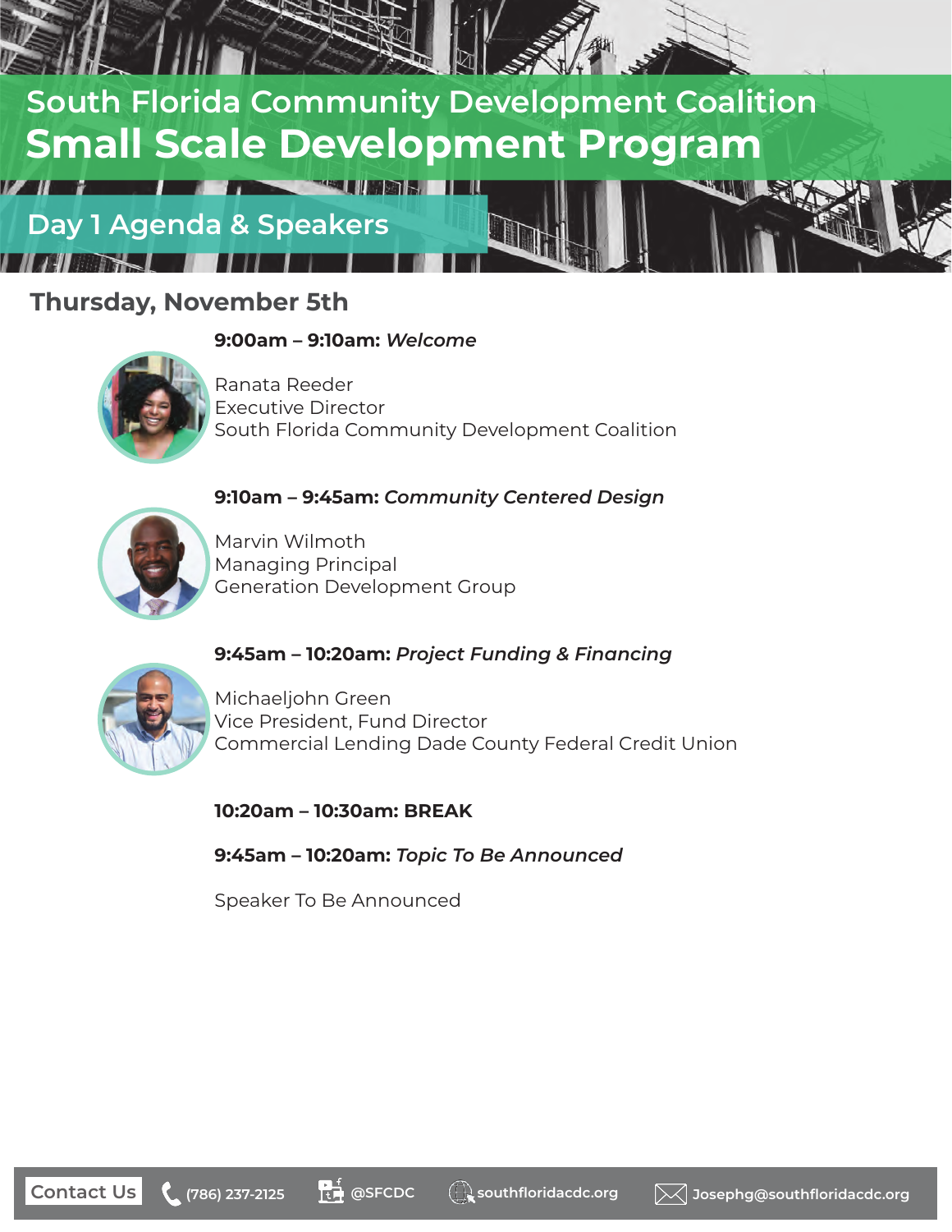# South Florida Community Development Coalition
# Small Scale Development Program

## Day 1 Agenda & Speakers

### Thursday, November 5th

**9:00am – 9:10am:** ***Welcome***

Ranata Reeder
Executive Director
South Florida Community Development Coalition

**9:10am – 9:45am:** ***Community Centered Design***

Marvin Wilmoth
Managing Principal
Generation Development Group

**9:45am – 10:20am:** ***Project Funding & Financing***

Michaeljohn Green
Vice President, Fund Director
Commercial Lending Dade County Federal Credit Union

**10:20am – 10:30am: BREAK**

**9:45am – 10:20am:** ***Topic To Be Announced***

Speaker To Be Announced

Contact Us | (786) 237-2125 | @SFCDC | southfloridacdc.org | Josephg@southfloridacdc.org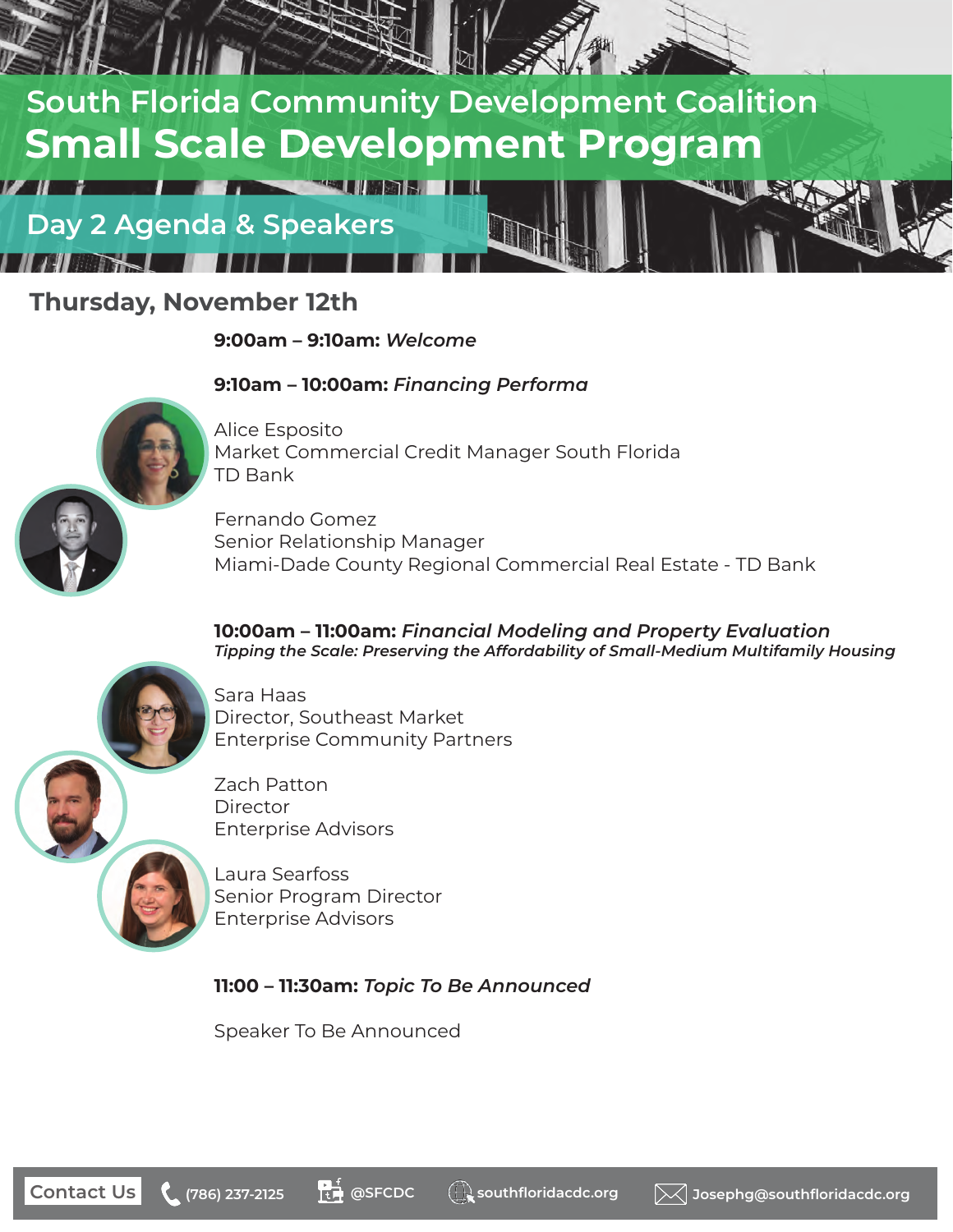# South Florida Community Development Coalition

# Small Scale Development Program

## Day 2 Agenda & Speakers

### Thursday, November 12th

**9:00am – 9:10am:** *Welcome*

**9:10am – 10:00am:** *Financing Performa*

Alice Esposito
Market Commercial Credit Manager South Florida
TD Bank

Fernando Gomez
Senior Relationship Manager
Miami-Dade County Regional Commercial Real Estate - TD Bank

**10:00am – 11:00am:** *Financial Modeling and Property Evaluation*
***Tipping the Scale: Preserving the Affordability of Small-Medium Multifamily Housing***

Sara Haas
Director, Southeast Market
Enterprise Community Partners

Zach Patton
Director
Enterprise Advisors

Laura Searfoss
Senior Program Director
Enterprise Advisors

**11:00 – 11:30am:** *Topic To Be Announced*

Speaker To Be Announced

Contact Us | (786) 237-2125 | @SFCDC | southfloridacdc.org | Josephg@southfloridacdc.org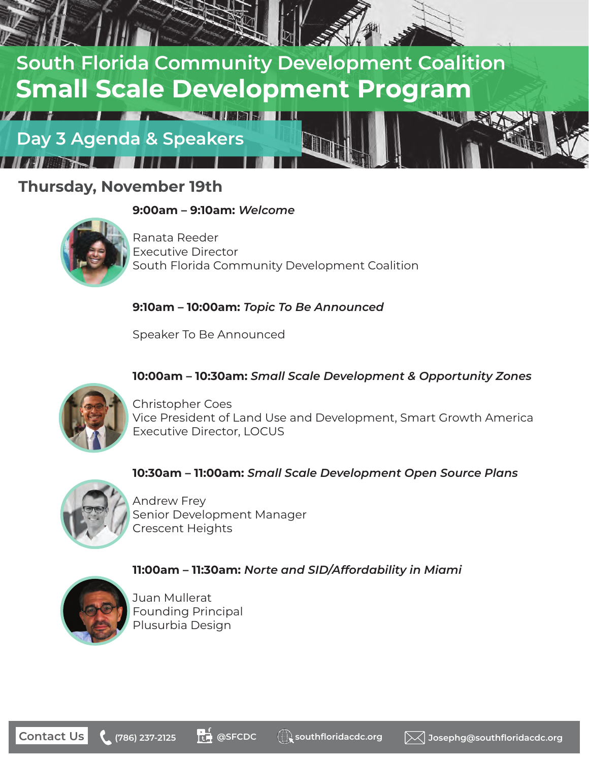# South Florida Community Development Coalition

# Small Scale Development Program

## Day 3 Agenda & Speakers

### Thursday, November 19th

**9:00am – 9:10am:** ***Welcome***

Ranata Reeder
Executive Director
South Florida Community Development Coalition

**9:10am – 10:00am:** ***Topic To Be Announced***

Speaker To Be Announced

**10:00am – 10:30am:** ***Small Scale Development & Opportunity Zones***

Christopher Coes
Vice President of Land Use and Development, Smart Growth America
Executive Director, LOCUS

**10:30am – 11:00am:** ***Small Scale Development Open Source Plans***

Andrew Frey
Senior Development Manager
Crescent Heights

**11:00am – 11:30am:** ***Norte and SID/Affordability in Miami***

Juan Mullerat
Founding Principal
Plusurbia Design

Contact Us | (786) 237-2125 | @SFCDC | southfloridacdc.org | Josephg@southfloridacdc.org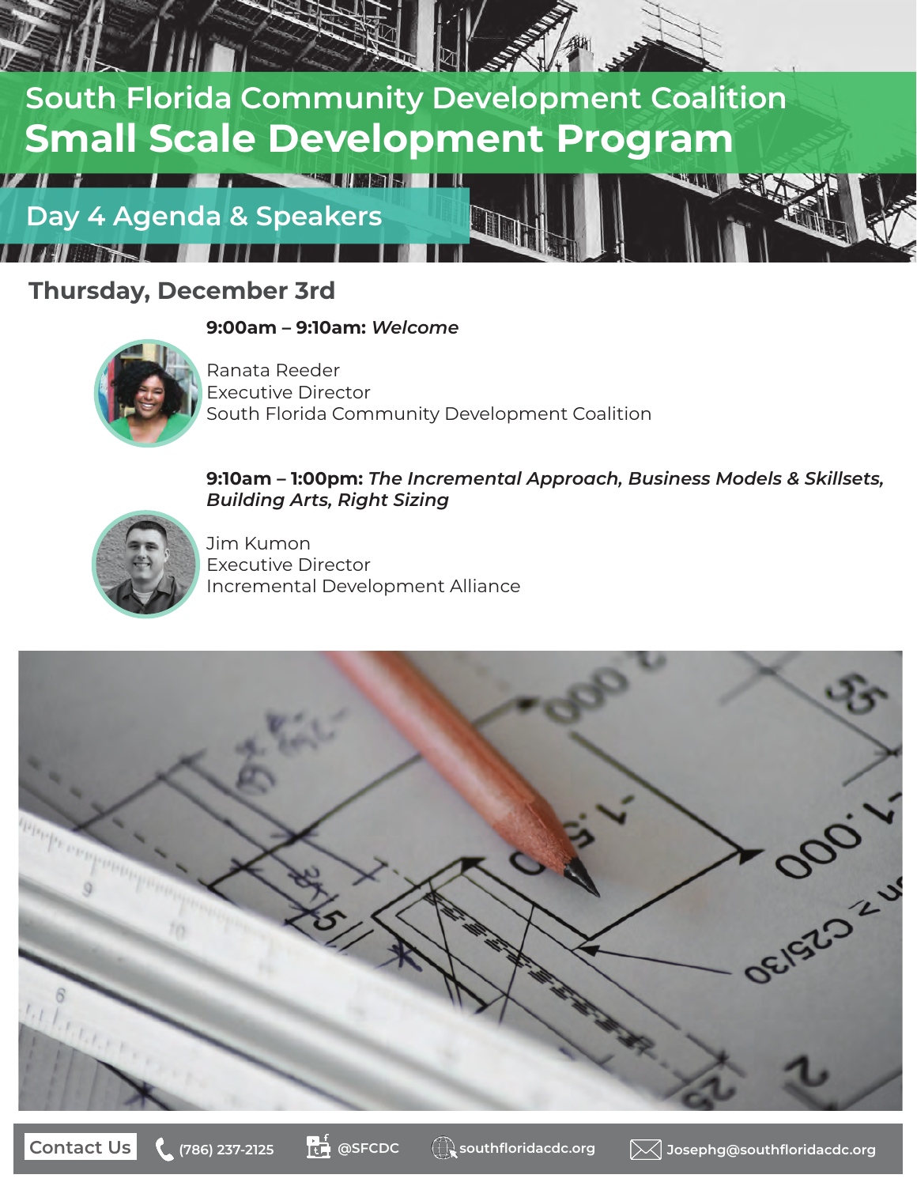# South Florida Community Development Coalition

# Small Scale Development Program

## Day 4 Agenda & Speakers

### Thursday, December 3rd

**9:00am – 9:10am:** ***Welcome***

Ranata Reeder
Executive Director
South Florida Community Development Coalition

**9:10am – 1:00pm:** ***The Incremental Approach, Business Models & Skillsets, Building Arts, Right Sizing***

Jim Kumon
Executive Director
Incremental Development Alliance

**Contact Us** (786) 237-2125 | @SFCDC | southfloridacdc.org | Josephg@southfloridacdc.org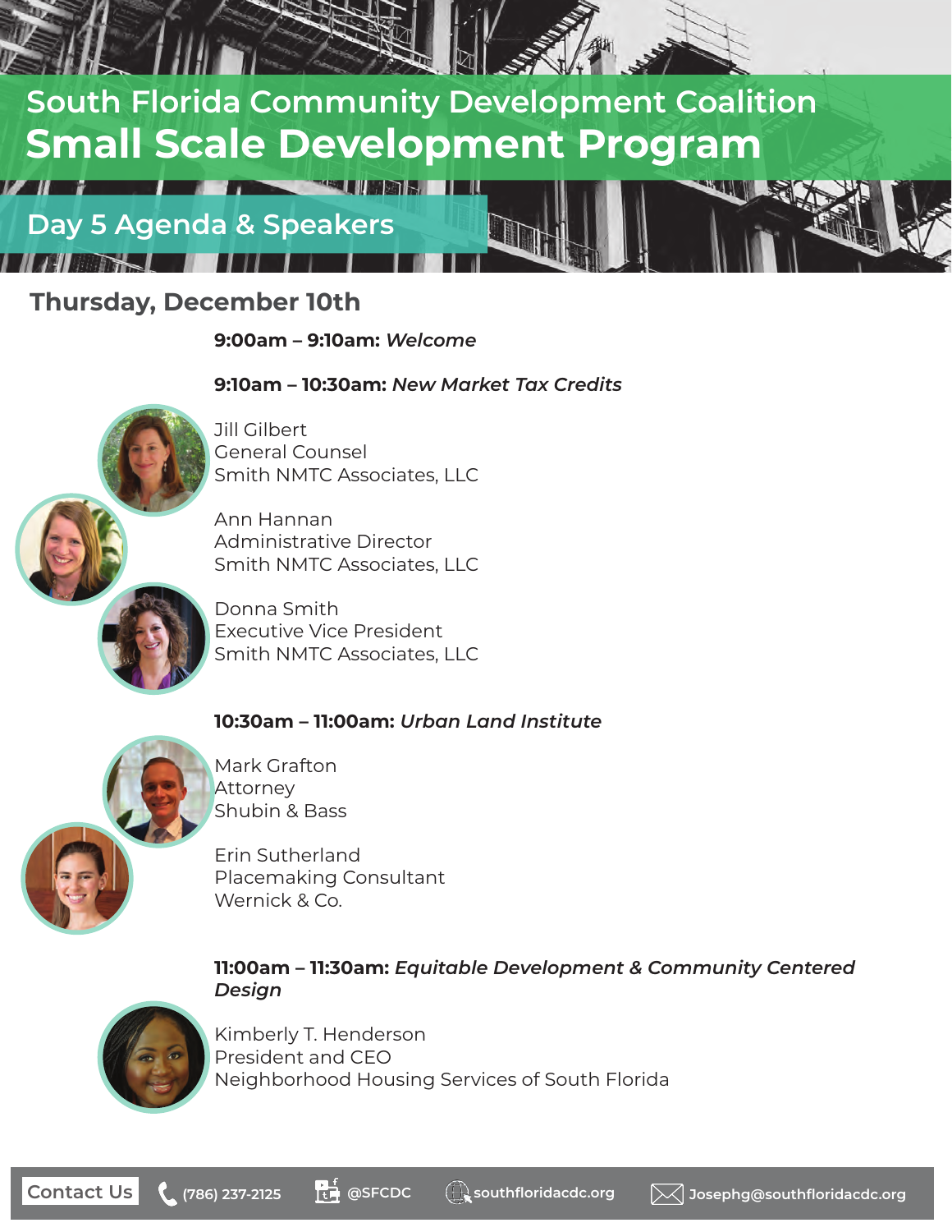# South Florida Community Development Coalition

# Small Scale Development Program

## Day 5 Agenda & Speakers

### Thursday, December 10th

**9:00am – 9:10am:** *Welcome*

**9:10am – 10:30am:** *New Market Tax Credits*

Jill Gilbert
General Counsel
Smith NMTC Associates, LLC

Ann Hannan
Administrative Director
Smith NMTC Associates, LLC

Donna Smith
Executive Vice President
Smith NMTC Associates, LLC

**10:30am – 11:00am:** *Urban Land Institute*

Mark Grafton
Attorney
Shubin & Bass

Erin Sutherland
Placemaking Consultant
Wernick & Co.

**11:00am – 11:30am:** *Equitable Development & Community Centered Design*

Kimberly T. Henderson
President and CEO
Neighborhood Housing Services of South Florida

Contact Us (786) 237-2125 @SFCDC southfloridacdc.org Josephg@southfloridacdc.org